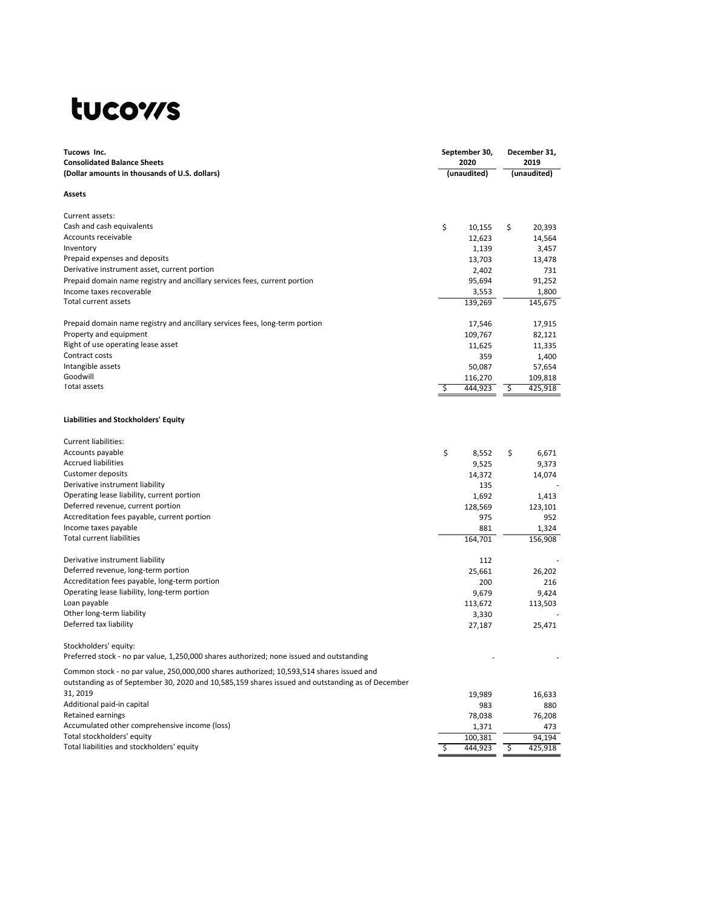# tucows

| Tucows Inc.<br>Consolidated Balance Sheets<br>(Dollar amounts in thousands of U.S. dollars) | September 30, 2020<br>(unaudited) | December 31, 2019<br>(unaudited) |
|---|---|---|
| **Assets** | | |
| Current assets: | | |
| Cash and cash equivalents | $ 10,155 | $ 20,393 |
| Accounts receivable | 12,623 | 14,564 |
| Inventory | 1,139 | 3,457 |
| Prepaid expenses and deposits | 13,703 | 13,478 |
| Derivative instrument asset, current portion | 2,402 | 731 |
| Prepaid domain name registry and ancillary services fees, current portion | 95,694 | 91,252 |
| Income taxes recoverable | 3,553 | 1,800 |
| Total current assets | 139,269 | 145,675 |
| Prepaid domain name registry and ancillary services fees, long-term portion | 17,546 | 17,915 |
| Property and equipment | 109,767 | 82,121 |
| Right of use operating lease asset | 11,625 | 11,335 |
| Contract costs | 359 | 1,400 |
| Intangible assets | 50,087 | 57,654 |
| Goodwill | 116,270 | 109,818 |
| Total assets | $ 444,923 | $ 425,918 |
| **Liabilities and Stockholders' Equity** | | |
| Current liabilities: | | |
| Accounts payable | $ 8,552 | $ 6,671 |
| Accrued liabilities | 9,525 | 9,373 |
| Customer deposits | 14,372 | 14,074 |
| Derivative instrument liability | 135 | - |
| Operating lease liability, current portion | 1,692 | 1,413 |
| Deferred revenue, current portion | 128,569 | 123,101 |
| Accreditation fees payable, current portion | 975 | 952 |
| Income taxes payable | 881 | 1,324 |
| Total current liabilities | 164,701 | 156,908 |
| Derivative instrument liability | 112 | - |
| Deferred revenue, long-term portion | 25,661 | 26,202 |
| Accreditation fees payable, long-term portion | 200 | 216 |
| Operating lease liability, long-term portion | 9,679 | 9,424 |
| Loan payable | 113,672 | 113,503 |
| Other long-term liability | 3,330 | - |
| Deferred tax liability | 27,187 | 25,471 |
| Stockholders' equity: | | |
| Preferred stock - no par value, 1,250,000 shares authorized; none issued and outstanding | - | - |
| Common stock - no par value, 250,000,000 shares authorized; 10,593,514 shares issued and outstanding as of September 30, 2020 and 10,585,159 shares issued and outstanding as of December 31, 2019 | 19,989 | 16,633 |
| Additional paid-in capital | 983 | 880 |
| Retained earnings | 78,038 | 76,208 |
| Accumulated other comprehensive income (loss) | 1,371 | 473 |
| Total stockholders' equity | 100,381 | 94,194 |
| Total liabilities and stockholders' equity | $ 444,923 | $ 425,918 |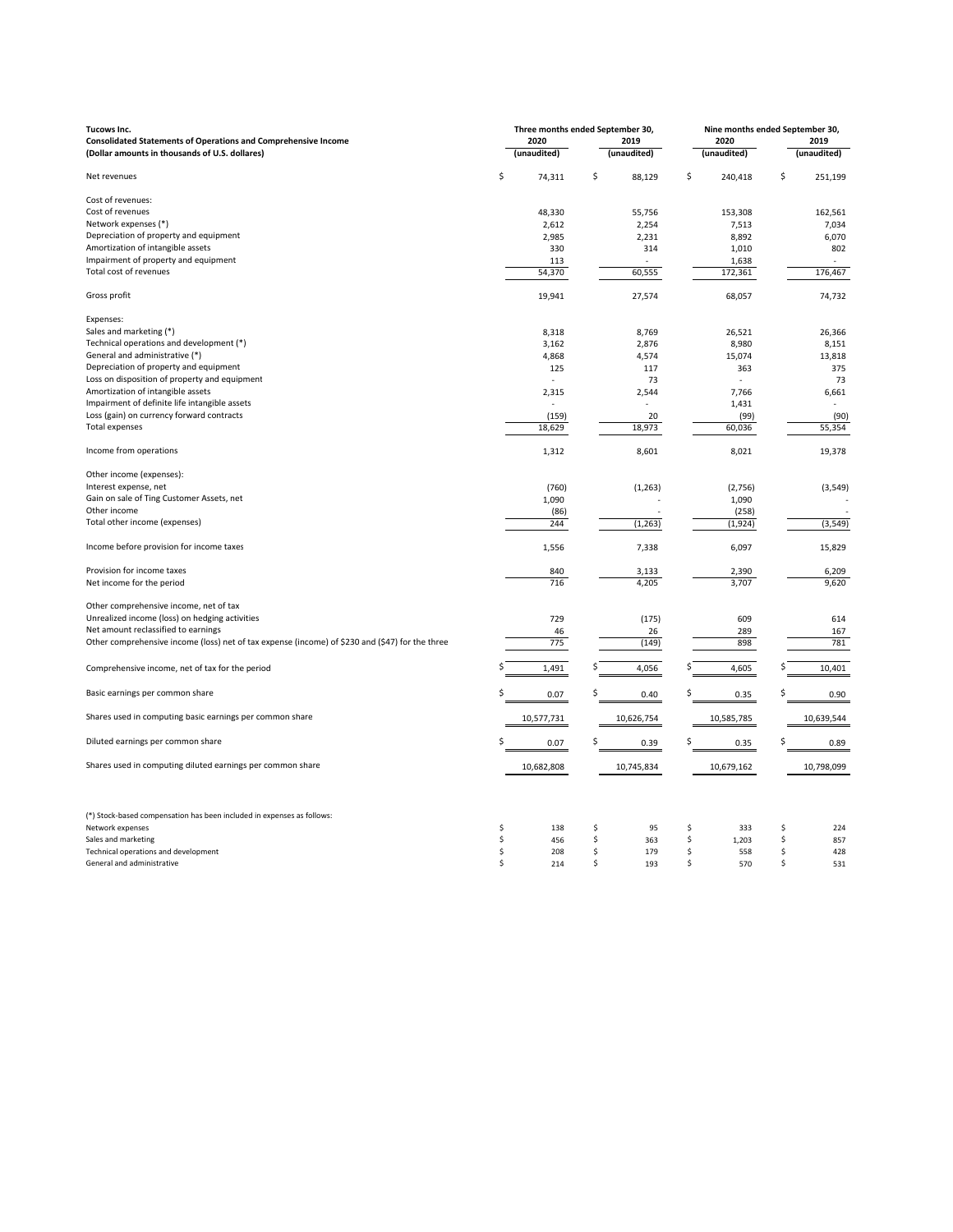**Tucows Inc.**
**Consolidated Statements of Operations and Comprehensive Income**
**(Dollar amounts in thousands of U.S. dollars)**

| | Three months ended September 30, 2020 (unaudited) | Three months ended September 30, 2019 (unaudited) | Nine months ended September 30, 2020 (unaudited) | Nine months ended September 30, 2019 (unaudited) |
|---|---|---|---|---|
| Net revenues | $ 74,311 | $ 88,129 | $ 240,418 | $ 251,199 |
| Cost of revenues: | | | | |
| Cost of revenues | 48,330 | 55,756 | 153,308 | 162,561 |
| Network expenses (*) | 2,612 | 2,254 | 7,513 | 7,034 |
| Depreciation of property and equipment | 2,985 | 2,231 | 8,892 | 6,070 |
| Amortization of intangible assets | 330 | 314 | 1,010 | 802 |
| Impairment of property and equipment | 113 | - | 1,638 | - |
| Total cost of revenues | 54,370 | 60,555 | 172,361 | 176,467 |
| Gross profit | 19,941 | 27,574 | 68,057 | 74,732 |
| Expenses: | | | | |
| Sales and marketing (*) | 8,318 | 8,769 | 26,521 | 26,366 |
| Technical operations and development (*) | 3,162 | 2,876 | 8,980 | 8,151 |
| General and administrative (*) | 4,868 | 4,574 | 15,074 | 13,818 |
| Depreciation of property and equipment | 125 | 117 | 363 | 375 |
| Loss on disposition of property and equipment | - | 73 | - | 73 |
| Amortization of intangible assets | 2,315 | 2,544 | 7,766 | 6,661 |
| Impairment of definite life intangible assets | - | - | 1,431 | - |
| Loss (gain) on currency forward contracts | (159) | 20 | (99) | (90) |
| Total expenses | 18,629 | 18,973 | 60,036 | 55,354 |
| Income from operations | 1,312 | 8,601 | 8,021 | 19,378 |
| Other income (expenses): | | | | |
| Interest expense, net | (760) | (1,263) | (2,756) | (3,549) |
| Gain on sale of Ting Customer Assets, net | 1,090 | - | 1,090 | - |
| Other income | (86) | - | (258) | - |
| Total other income (expenses) | 244 | (1,263) | (1,924) | (3,549) |
| Income before provision for income taxes | 1,556 | 7,338 | 6,097 | 15,829 |
| Provision for income taxes | 840 | 3,133 | 2,390 | 6,209 |
| Net income for the period | 716 | 4,205 | 3,707 | 9,620 |
| Other comprehensive income, net of tax | | | | |
| Unrealized income (loss) on hedging activities | 729 | (175) | 609 | 614 |
| Net amount reclassified to earnings | 46 | 26 | 289 | 167 |
| Other comprehensive income (loss) net of tax expense (income) of $230 and ($47) for the three | 775 | (149) | 898 | 781 |
| Comprehensive income, net of tax for the period | $ 1,491 | $ 4,056 | $ 4,605 | $ 10,401 |
| Basic earnings per common share | $ 0.07 | $ 0.40 | $ 0.35 | $ 0.90 |
| Shares used in computing basic earnings per common share | 10,577,731 | 10,626,754 | 10,585,785 | 10,639,544 |
| Diluted earnings per common share | $ 0.07 | $ 0.39 | $ 0.35 | $ 0.89 |
| Shares used in computing diluted earnings per common share | 10,682,808 | 10,745,834 | 10,679,162 | 10,798,099 |

(*) Stock-based compensation has been included in expenses as follows:

| | | | | |
|---|---|---|---|---|
| Network expenses | $ 138 | $ 95 | $ 333 | $ 224 |
| Sales and marketing | $ 456 | $ 363 | $ 1,203 | $ 857 |
| Technical operations and development | $ 208 | $ 179 | $ 558 | $ 428 |
| General and administrative | $ 214 | $ 193 | $ 570 | $ 531 |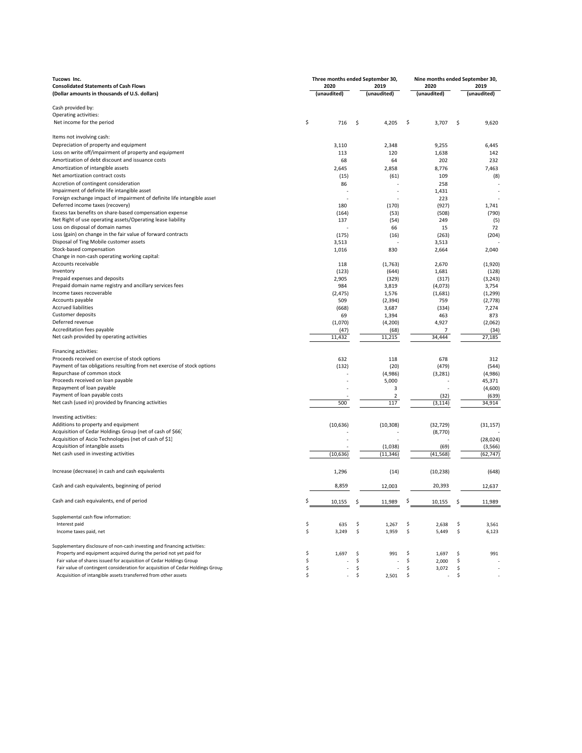**Tucows Inc.**
**Consolidated Statements of Cash Flows**
**(Dollar amounts in thousands of U.S. dollars)**

| | Three months ended September 30, 2020 (unaudited) | Three months ended September 30, 2019 (unaudited) | Nine months ended September 30, 2020 (unaudited) | Nine months ended September 30, 2019 (unaudited) |
|---|---|---|---|---|
| Cash provided by: | | | | |
| Operating activities: | | | | |
| Net income for the period | $ 716 | $ 4,205 | $ 3,707 | $ 9,620 |
| Items not involving cash: | | | | |
| Depreciation of property and equipment | 3,110 | 2,348 | 9,255 | 6,445 |
| Loss on write off/impairment of property and equipment | 113 | 120 | 1,638 | 142 |
| Amortization of debt discount and issuance costs | 68 | 64 | 202 | 232 |
| Amortization of intangible assets | 2,645 | 2,858 | 8,776 | 7,463 |
| Net amortization contract costs | (15) | (61) | 109 | (8) |
| Accretion of contingent consideration | 86 | - | 258 | - |
| Impairment of definite life intangible asset | - | - | 1,431 | - |
| Foreign exchange impact of impairment of definite life intangible asset | - | - | 223 | - |
| Deferred income taxes (recovery) | 180 | (170) | (927) | 1,741 |
| Excess tax benefits on share-based compensation expense | (164) | (53) | (508) | (790) |
| Net Right of use operating assets/Operating lease liability | 137 | (54) | 249 | (5) |
| Loss on disposal of domain names | - | 66 | 15 | 72 |
| Loss (gain) on change in the fair value of forward contracts | (175) | (16) | (263) | (204) |
| Disposal of Ting Mobile customer assets | 3,513 | - | 3,513 | - |
| Stock-based compensation | 1,016 | 830 | 2,664 | 2,040 |
| Change in non-cash operating working capital: | | | | |
| Accounts receivable | 118 | (1,763) | 2,670 | (1,920) |
| Inventory | (123) | (644) | 1,681 | (128) |
| Prepaid expenses and deposits | 2,905 | (329) | (317) | (3,243) |
| Prepaid domain name registry and ancillary services fees | 984 | 3,819 | (4,073) | 3,754 |
| Income taxes recoverable | (2,475) | 1,576 | (1,681) | (1,299) |
| Accounts payable | 509 | (2,394) | 759 | (2,778) |
| Accrued liabilities | (668) | 3,687 | (334) | 7,274 |
| Customer deposits | 69 | 1,394 | 463 | 873 |
| Deferred revenue | (1,070) | (4,200) | 4,927 | (2,062) |
| Accreditation fees payable | (47) | (68) | 7 | (34) |
| Net cash provided by operating activities | 11,432 | 11,215 | 34,444 | 27,185 |
| Financing activities: | | | | |
| Proceeds received on exercise of stock options | 632 | 118 | 678 | 312 |
| Payment of tax obligations resulting from net exercise of stock options | (132) | (20) | (479) | (544) |
| Repurchase of common stock | - | (4,986) | (3,281) | (4,986) |
| Proceeds received on loan payable | - | 5,000 | - | 45,371 |
| Repayment of loan payable | - | 3 | - | (4,600) |
| Payment of loan payable costs | - | 2 | (32) | (639) |
| Net cash (used in) provided by financing activities | 500 | 117 | (3,114) | 34,914 |
| Investing activities: | | | | |
| Additions to property and equipment | (10,636) | (10,308) | (32,729) | (31,157) |
| Acquisition of Cedar Holdings Group (net of cash of $66) | - | - | (8,770) | - |
| Acquisition of Ascio Technologies (net of cash of $1) | - | - | - | (28,024) |
| Acquisition of intangible assets | - | (1,038) | (69) | (3,566) |
| Net cash used in investing activities | (10,636) | (11,346) | (41,568) | (62,747) |
| Increase (decrease) in cash and cash equivalents | 1,296 | (14) | (10,238) | (648) |
| Cash and cash equivalents, beginning of period | 8,859 | 12,003 | 20,393 | 12,637 |
| Cash and cash equivalents, end of period | $ 10,155 | $ 11,989 | $ 10,155 | $ 11,989 |
| Supplemental cash flow information: | | | | |
| Interest paid | $ 635 | $ 1,267 | $ 2,638 | $ 3,561 |
| Income taxes paid, net | $ 3,249 | $ 1,959 | $ 5,449 | $ 6,123 |
| Supplementary disclosure of non-cash investing and financing activities: | | | | |
| Property and equipment acquired during the period not yet paid for | $ 1,697 | $ 991 | $ 1,697 | $ 991 |
| Fair value of shares issued for acquisition of Cedar Holdings Group | $ - | $ - | $ 2,000 | $ - |
| Fair value of contingent consideration for acquisition of Cedar Holdings Group | $ - | $ - | $ 3,072 | $ - |
| Acquisition of intangible assets transferred from other assets | $ - | $ 2,501 | $ - | $ - |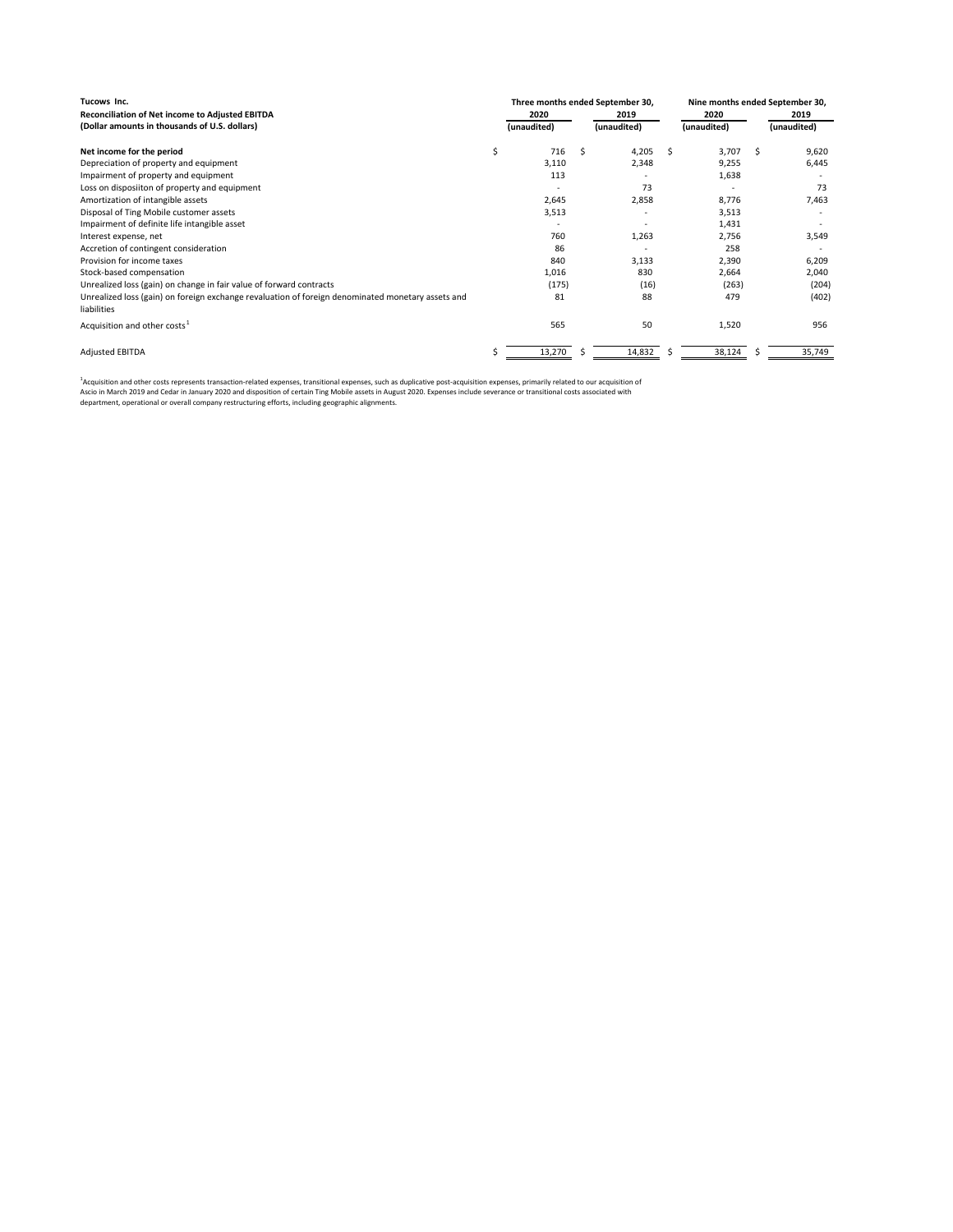| **Tucows Inc.**<br>**Reconciliation of Net income to Adjusted EBITDA**<br>**(Dollar amounts in thousands of U.S. dollars)** | **Three months ended September 30,** | | **Nine months ended September 30,** | |
|---|---|---|---|---|
| | **2020**<br>**(unaudited)** | **2019**<br>**(unaudited)** | **2020**<br>**(unaudited)** | **2019**<br>**(unaudited)** |
| **Net income for the period** | $ 716 | $ 4,205 | $ 3,707 | $ 9,620 |
| Depreciation of property and equipment | 3,110 | 2,348 | 9,255 | 6,445 |
| Impairment of property and equipment | 113 | - | 1,638 | - |
| Loss on disposiiton of property and equipment | - | 73 | - | 73 |
| Amortization of intangible assets | 2,645 | 2,858 | 8,776 | 7,463 |
| Disposal of Ting Mobile customer assets | 3,513 | - | 3,513 | - |
| Impairment of definite life intangible asset | - | - | 1,431 | - |
| Interest expense, net | 760 | 1,263 | 2,756 | 3,549 |
| Accretion of contingent consideration | 86 | - | 258 | - |
| Provision for income taxes | 840 | 3,133 | 2,390 | 6,209 |
| Stock-based compensation | 1,016 | 830 | 2,664 | 2,040 |
| Unrealized loss (gain) on change in fair value of forward contracts | (175) | (16) | (263) | (204) |
| Unrealized loss (gain) on foreign exchange revaluation of foreign denominated monetary assets and liabilities | 81 | 88 | 479 | (402) |
| Acquisition and other costs[1] | 565 | 50 | 1,520 | 956 |
| Adjusted EBITDA | $ 13,270 | $ 14,832 | $ 38,124 | $ 35,749 |

[1]Acquisition and other costs represents transaction-related expenses, transitional expenses, such as duplicative post-acquisition expenses, primarily related to our acquisition of Ascio in March 2019 and Cedar in January 2020 and disposition of certain Ting Mobile assets in August 2020. Expenses include severance or transitional costs associated with department, operational or overall company restructuring efforts, including geographic alignments.